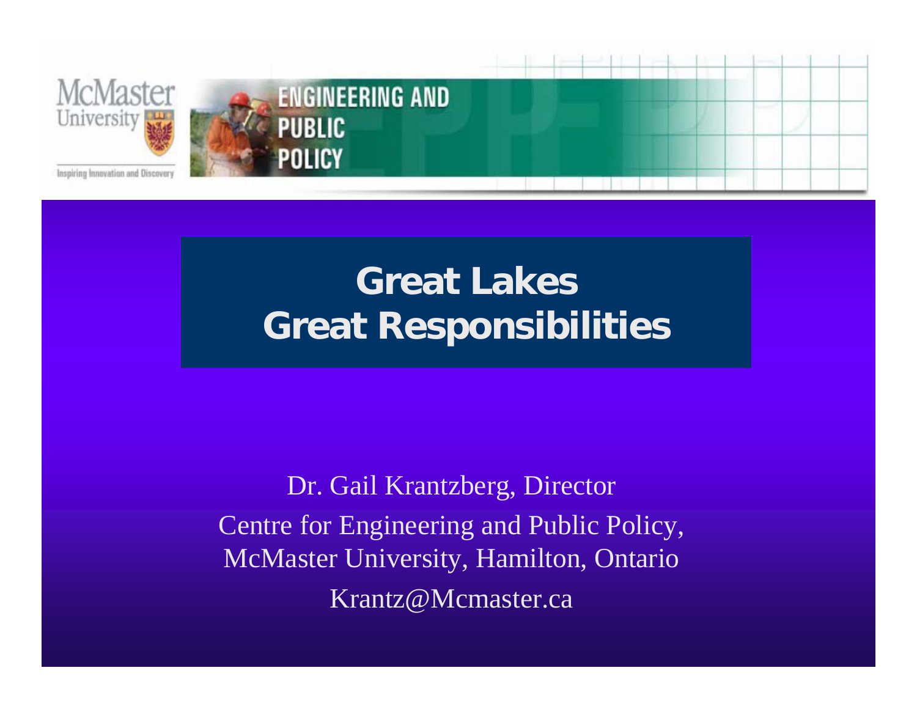McMaster University

Inspiring Innovation and Discovery

ENGINEERING AND PUBLIC POLICY

# Great Lakes
# Great Responsibilities

Dr. Gail Krantzberg, Director

Centre for Engineering and Public Policy,
McMaster University, Hamilton, Ontario

Krantz@Mcmaster.ca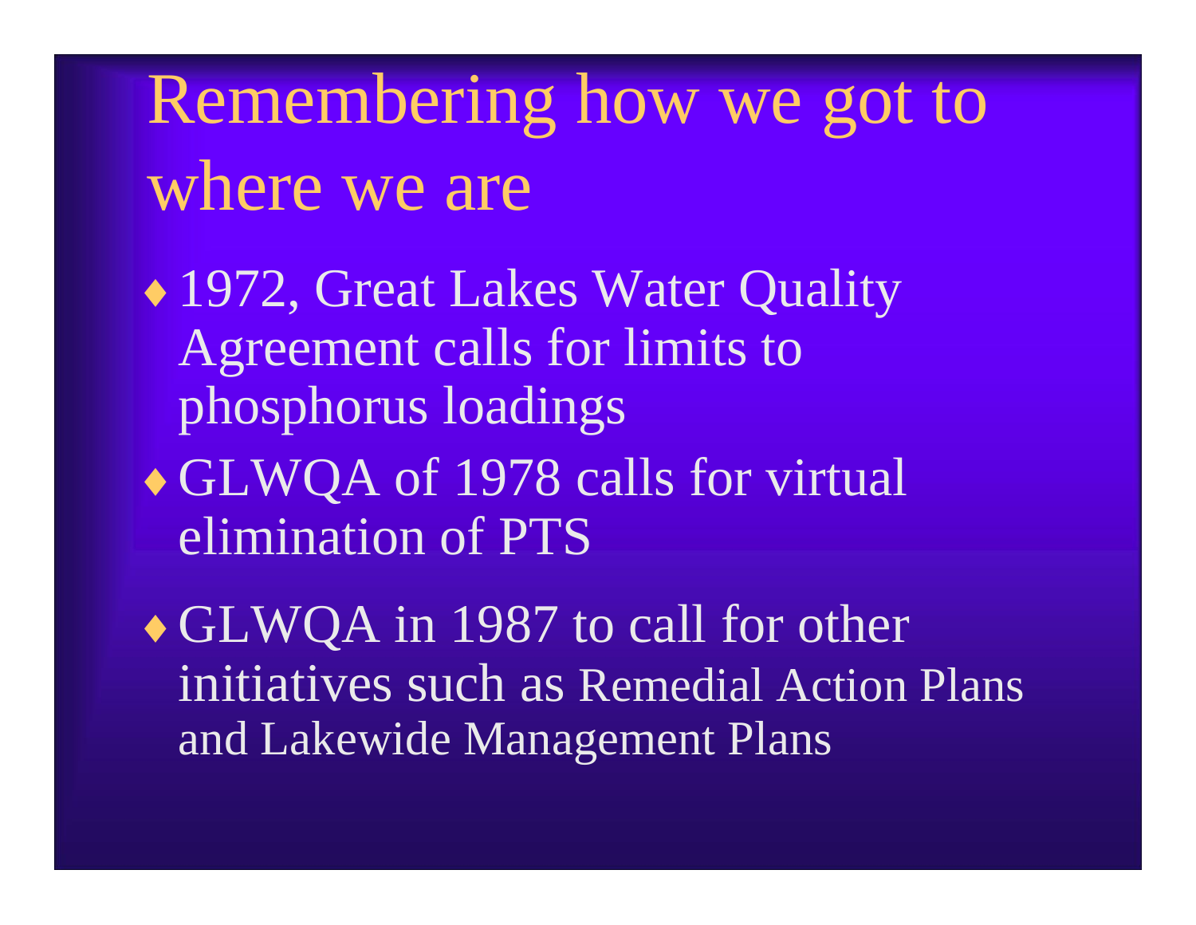# Remembering how we got to where we are

- 1972, Great Lakes Water Quality Agreement calls for limits to phosphorus loadings
- GLWQA of 1978 calls for virtual elimination of PTS
- GLWQA in 1987 to call for other initiatives such as Remedial Action Plans and Lakewide Management Plans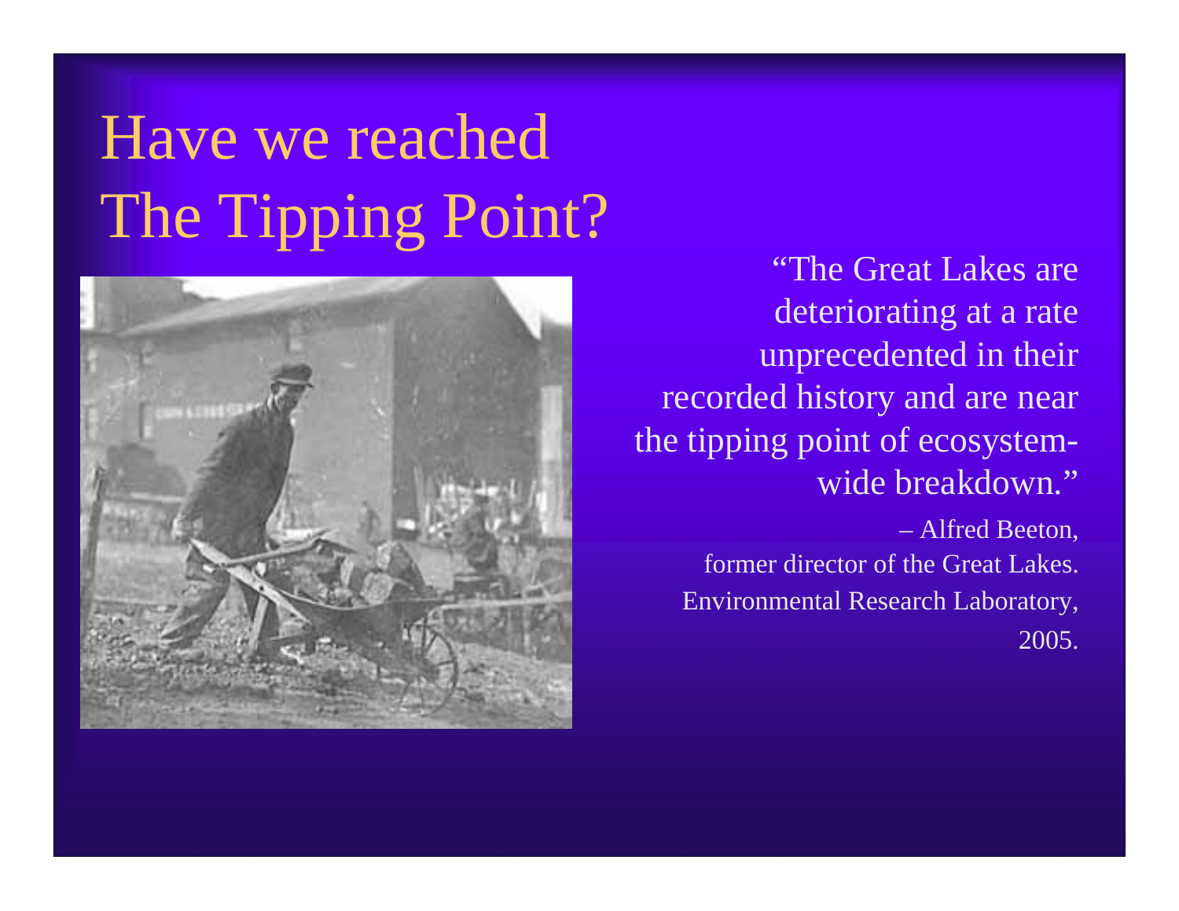# Have we reached The Tipping Point?

"The Great Lakes are deteriorating at a rate unprecedented in their recorded history and are near the tipping point of ecosystem-wide breakdown."

– Alfred Beeton,
former director of the Great Lakes.
Environmental Research Laboratory,
2005.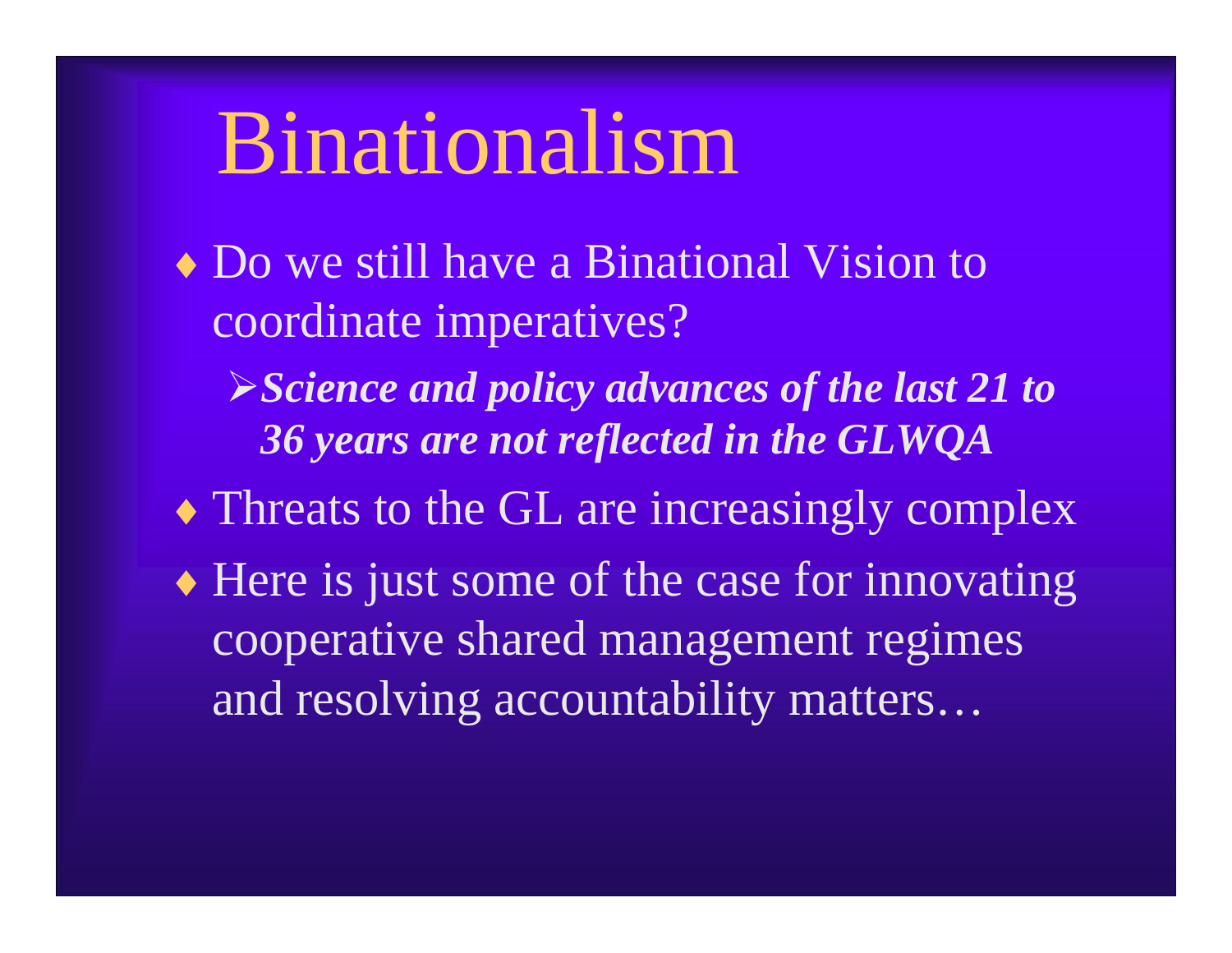# Binationalism

- Do we still have a Binational Vision to coordinate imperatives?
  - ***Science and policy advances of the last 21 to 36 years are not reflected in the GLWQA***
- Threats to the GL are increasingly complex
- Here is just some of the case for innovating cooperative shared management regimes and resolving accountability matters…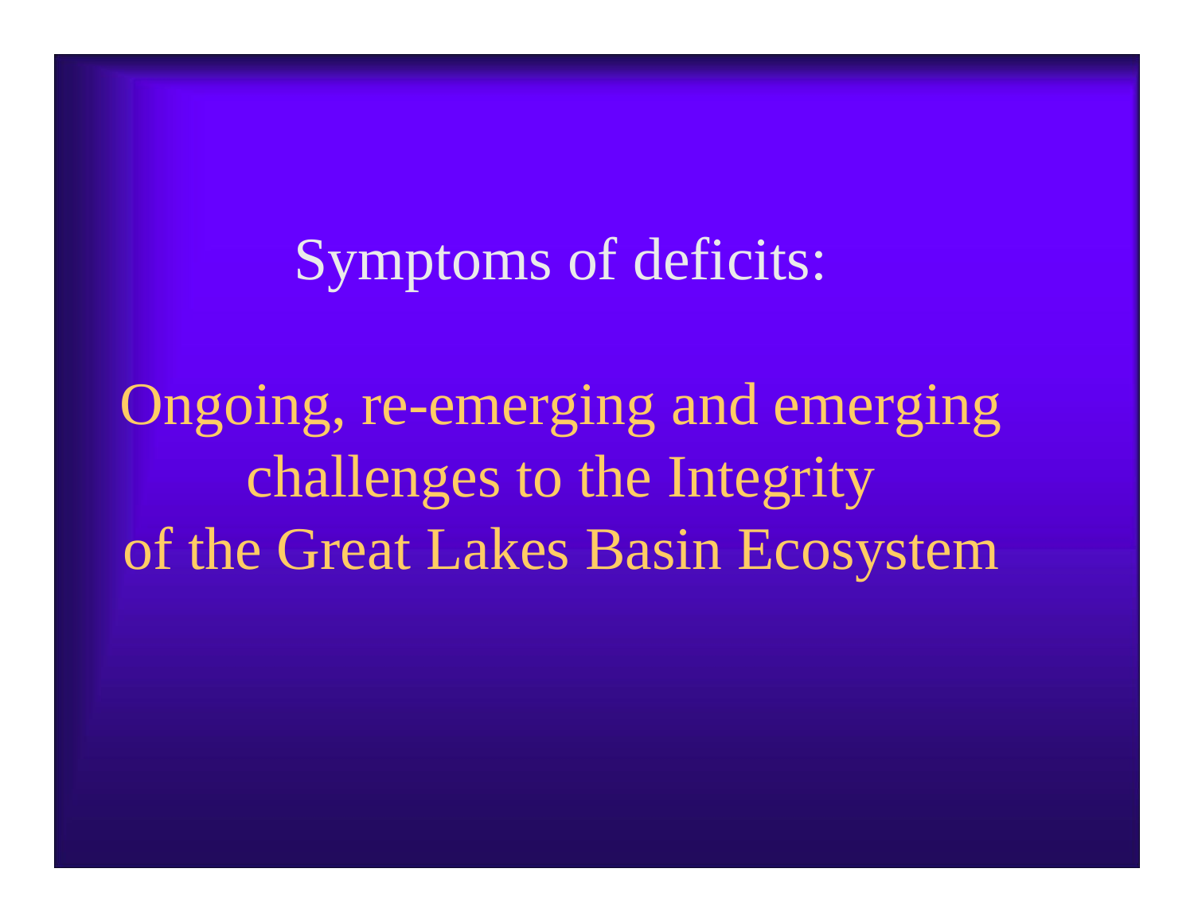# Symptoms of deficits:

## Ongoing, re-emerging and emerging challenges to the Integrity of the Great Lakes Basin Ecosystem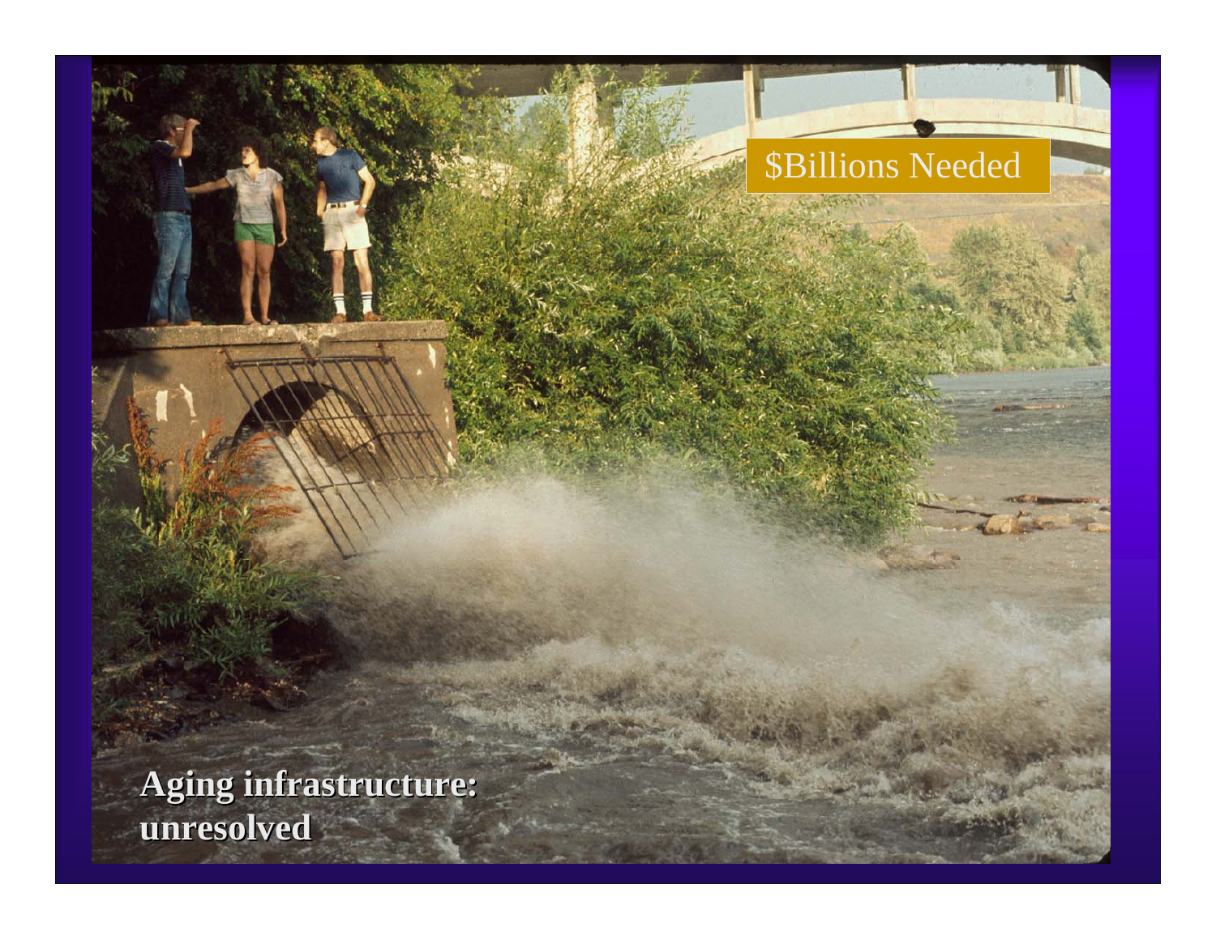$Billions Needed

**Aging infrastructure: unresolved**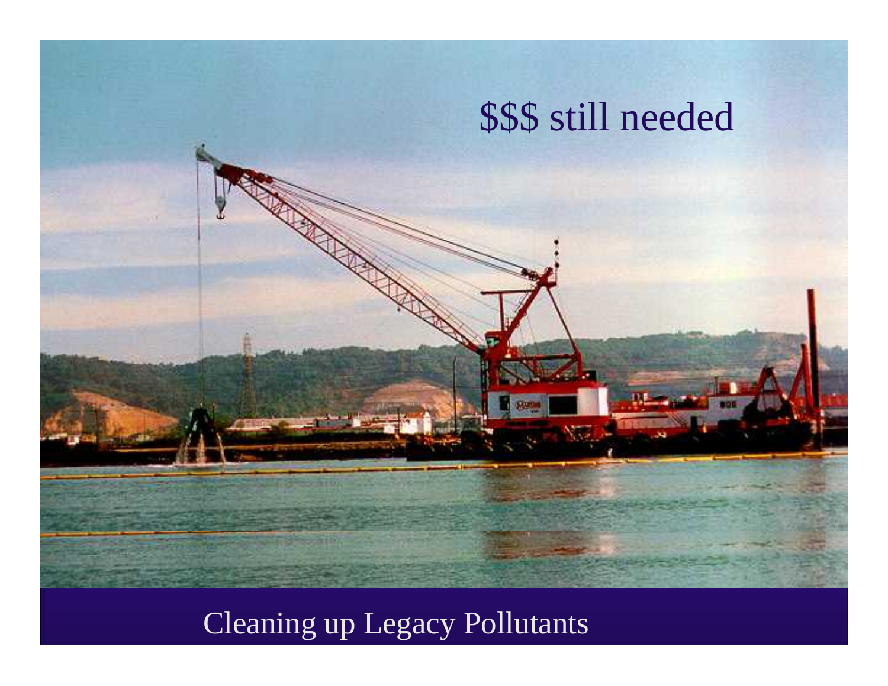$$$ still needed

Cleaning up Legacy Pollutants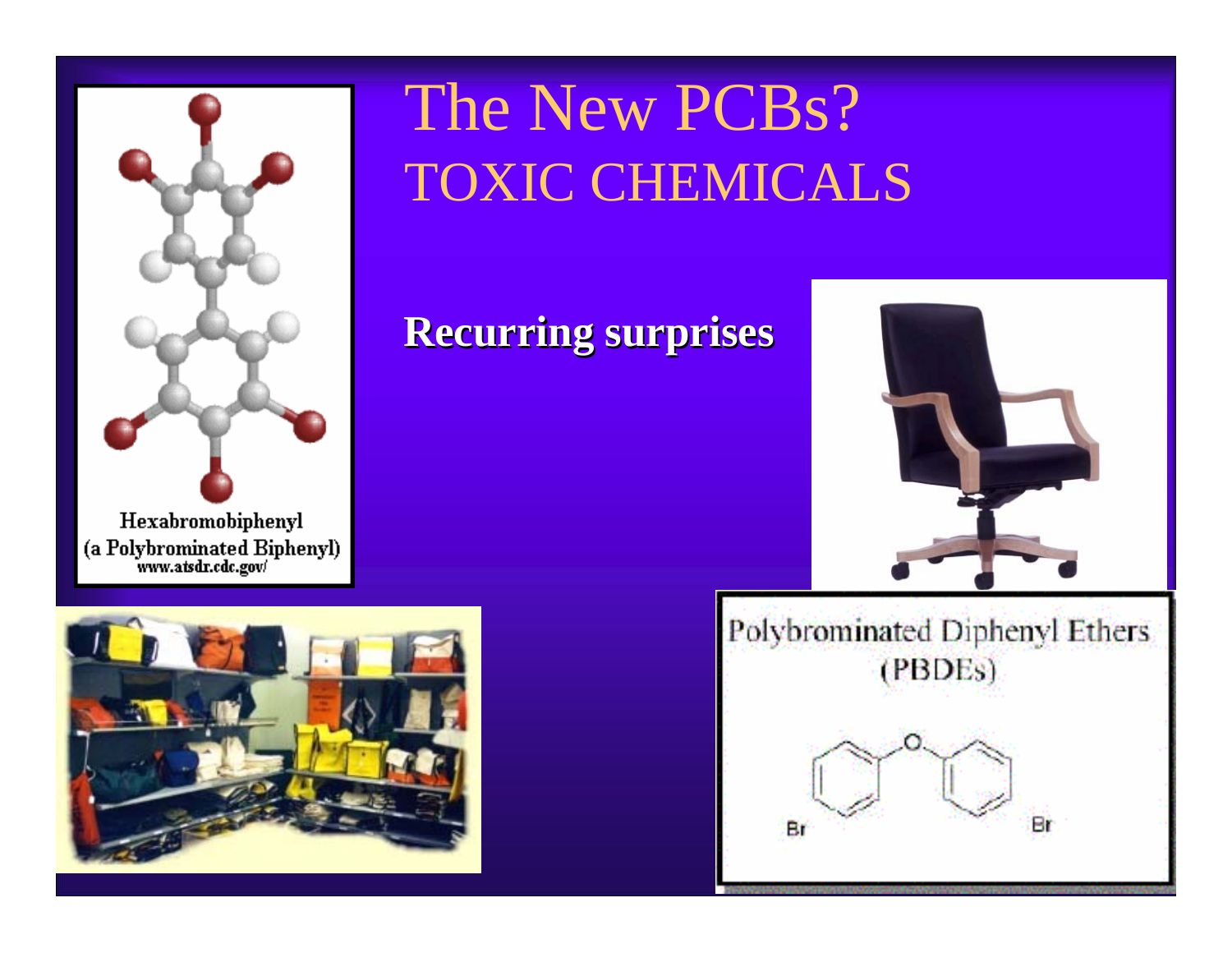# The New PCBs?

## TOXIC CHEMICALS

**Recurring surprises**

Hexabromobiphenyl
(a Polybrominated Biphenyl)
www.atsdr.cdc.gov/

Polybrominated Diphenyl Ethers
(PBDEs)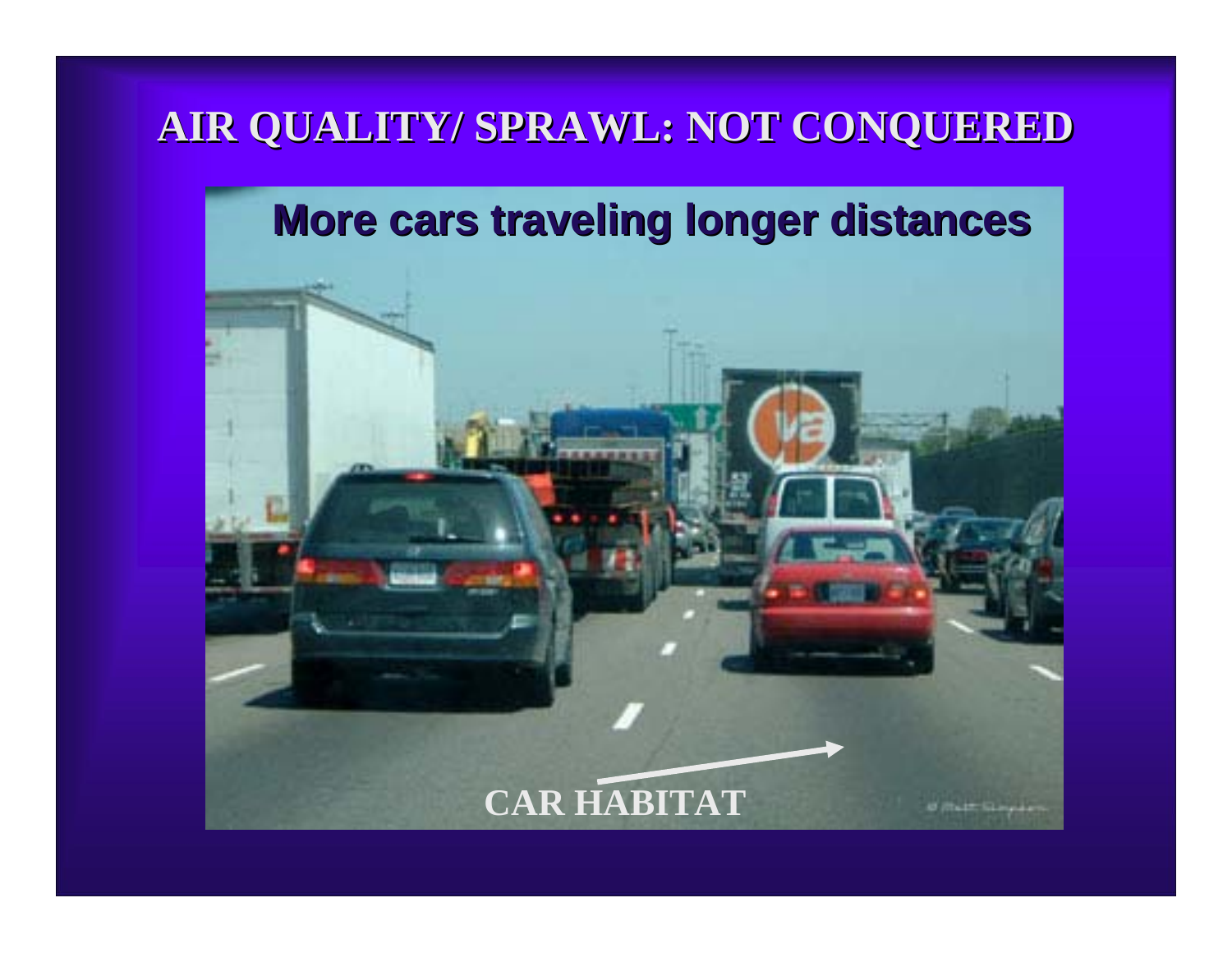# AIR QUALITY/ SPRAWL: NOT CONQUERED

**More cars traveling longer distances**

CAR HABITAT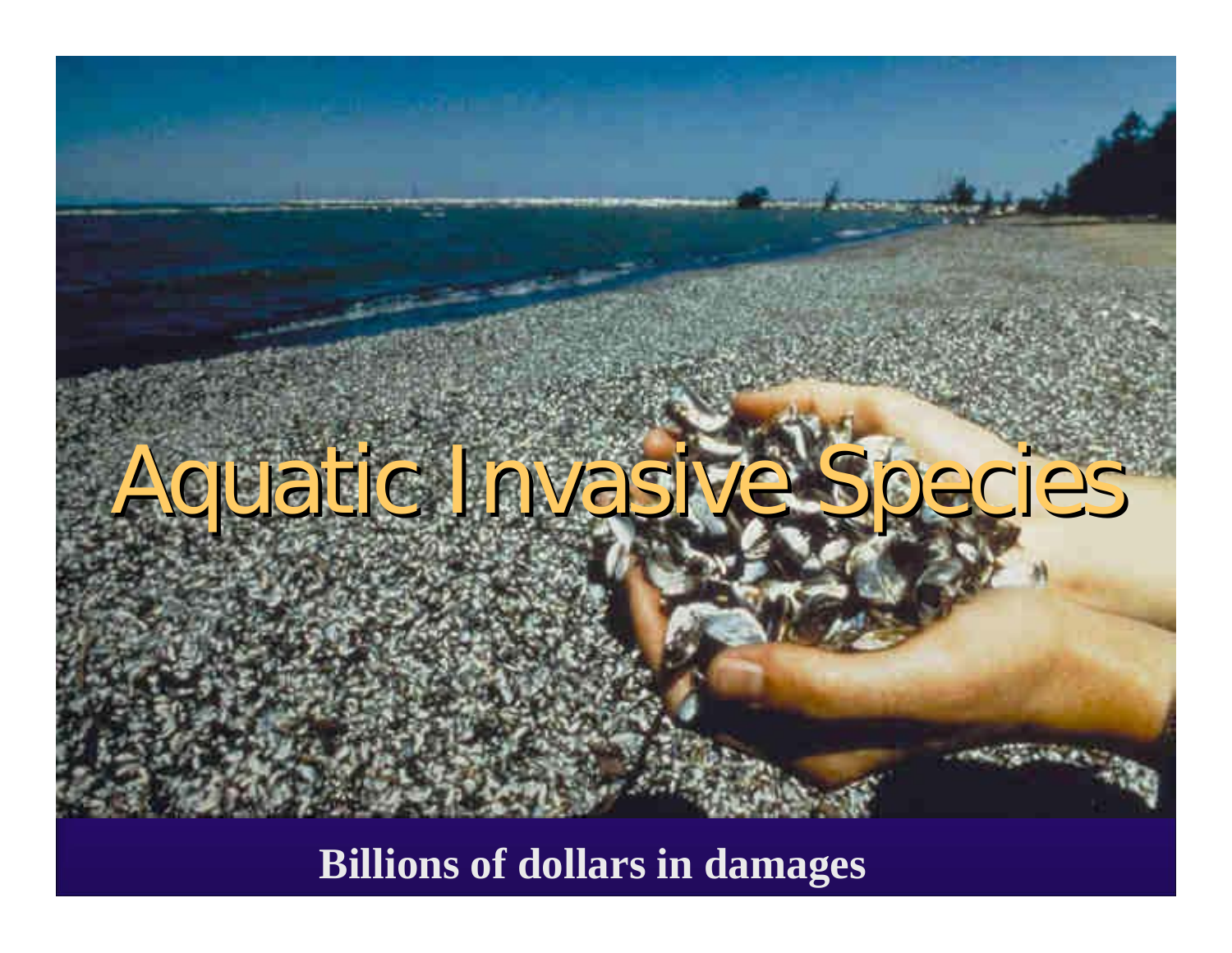# Aquatic Invasive Species

**Billions of dollars in damages**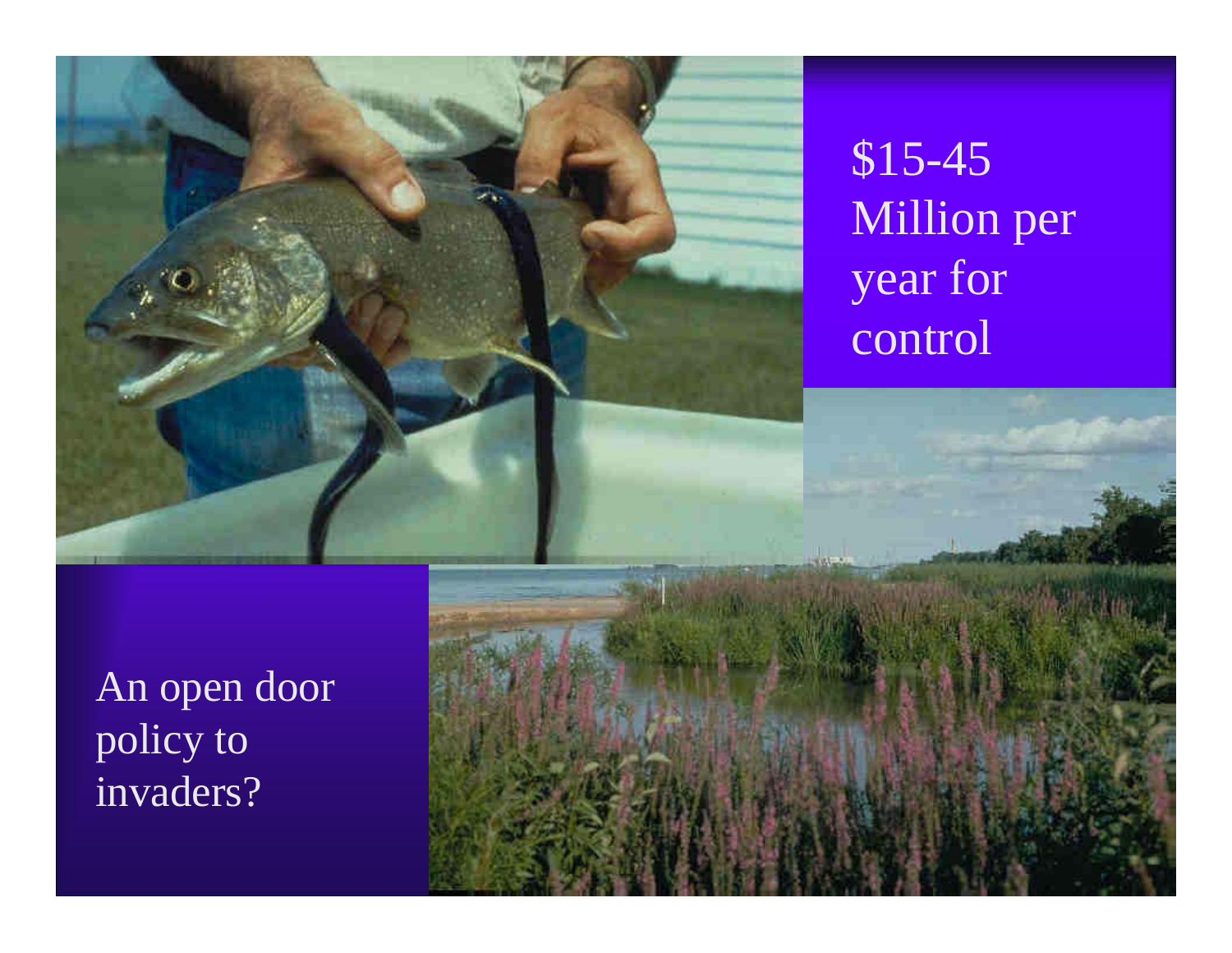$15-45 Million per year for control

An open door policy to invaders?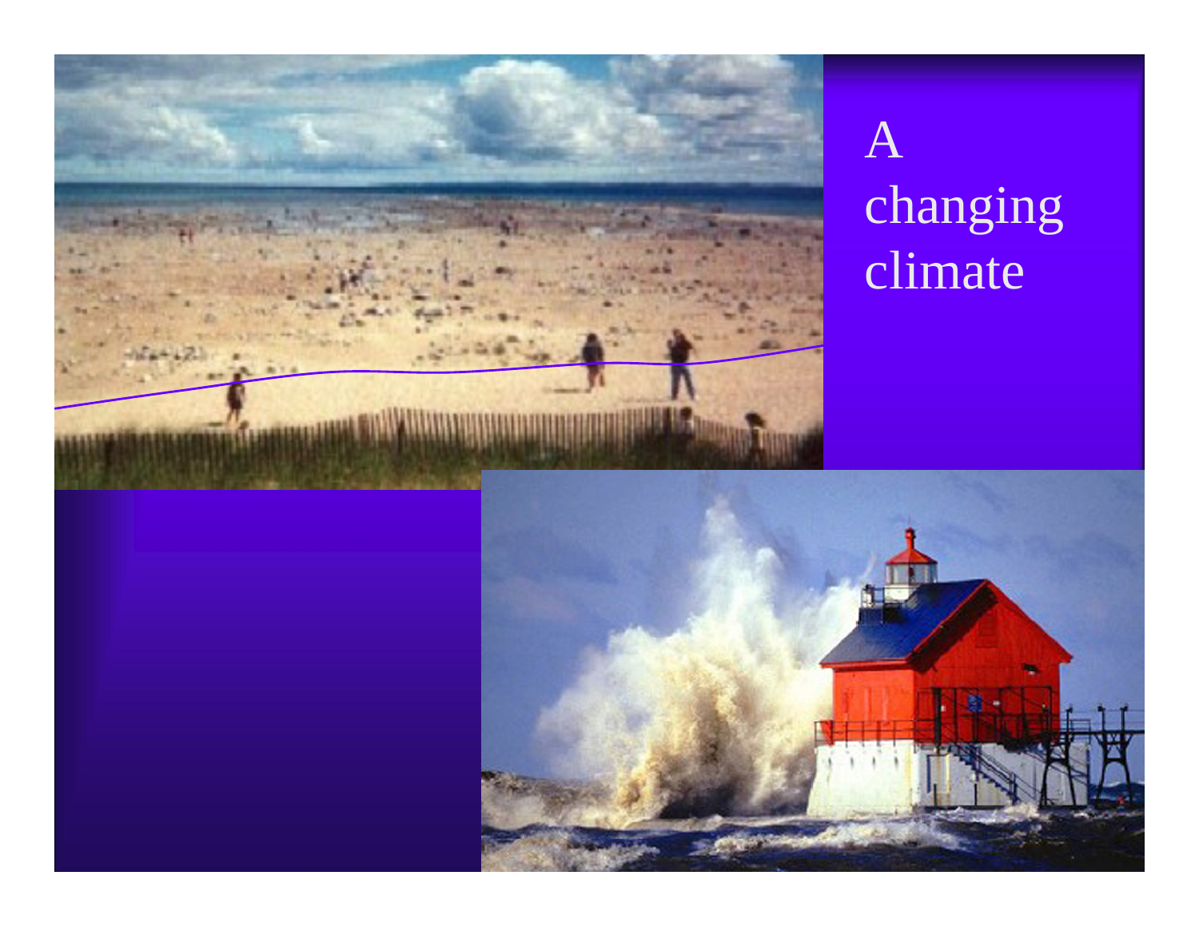# A changing climate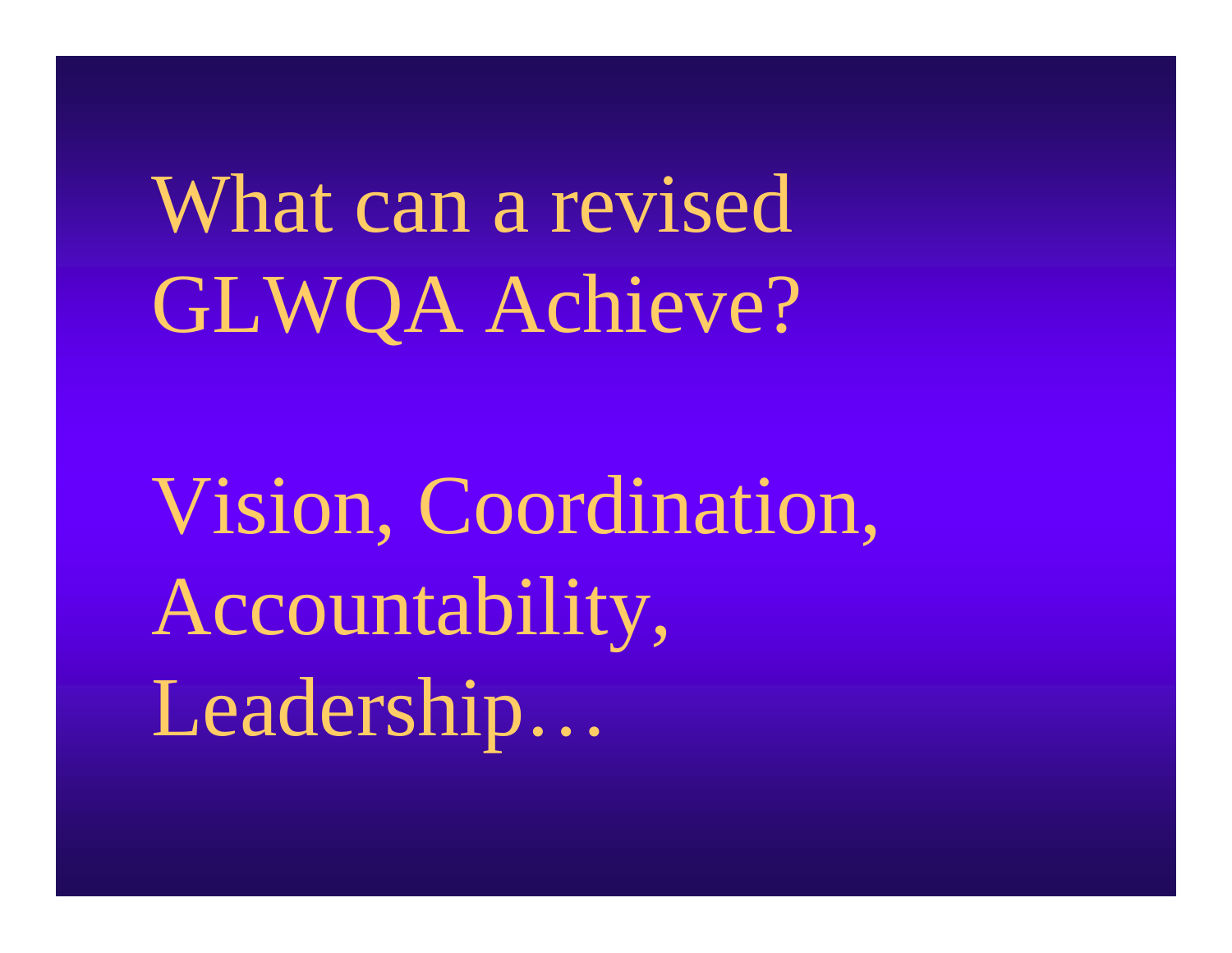# What can a revised GLWQA Achieve?

Vision, Coordination, Accountability, Leadership…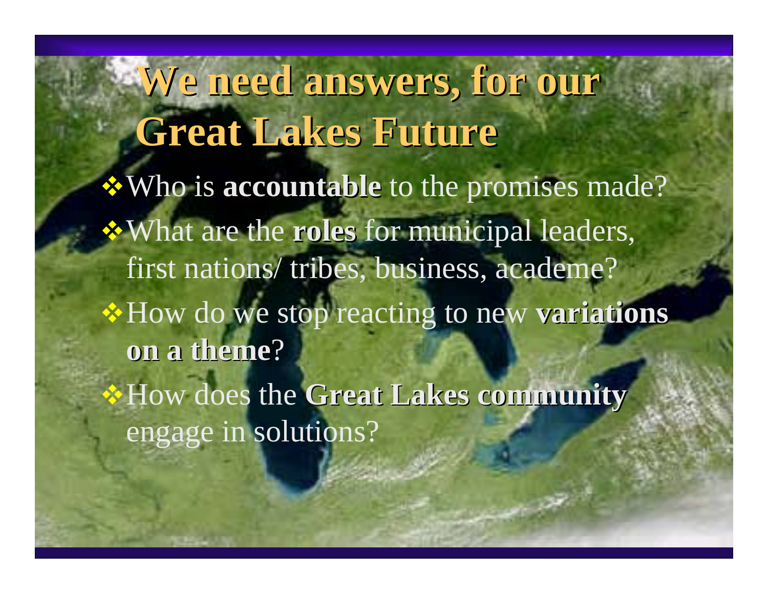# We need answers, for our Great Lakes Future

- Who is **accountable** to the promises made?
- What are the **roles** for municipal leaders, first nations/ tribes, business, academe?
- How do we stop reacting to new **variations on a theme**?
- How does the **Great Lakes community** engage in solutions?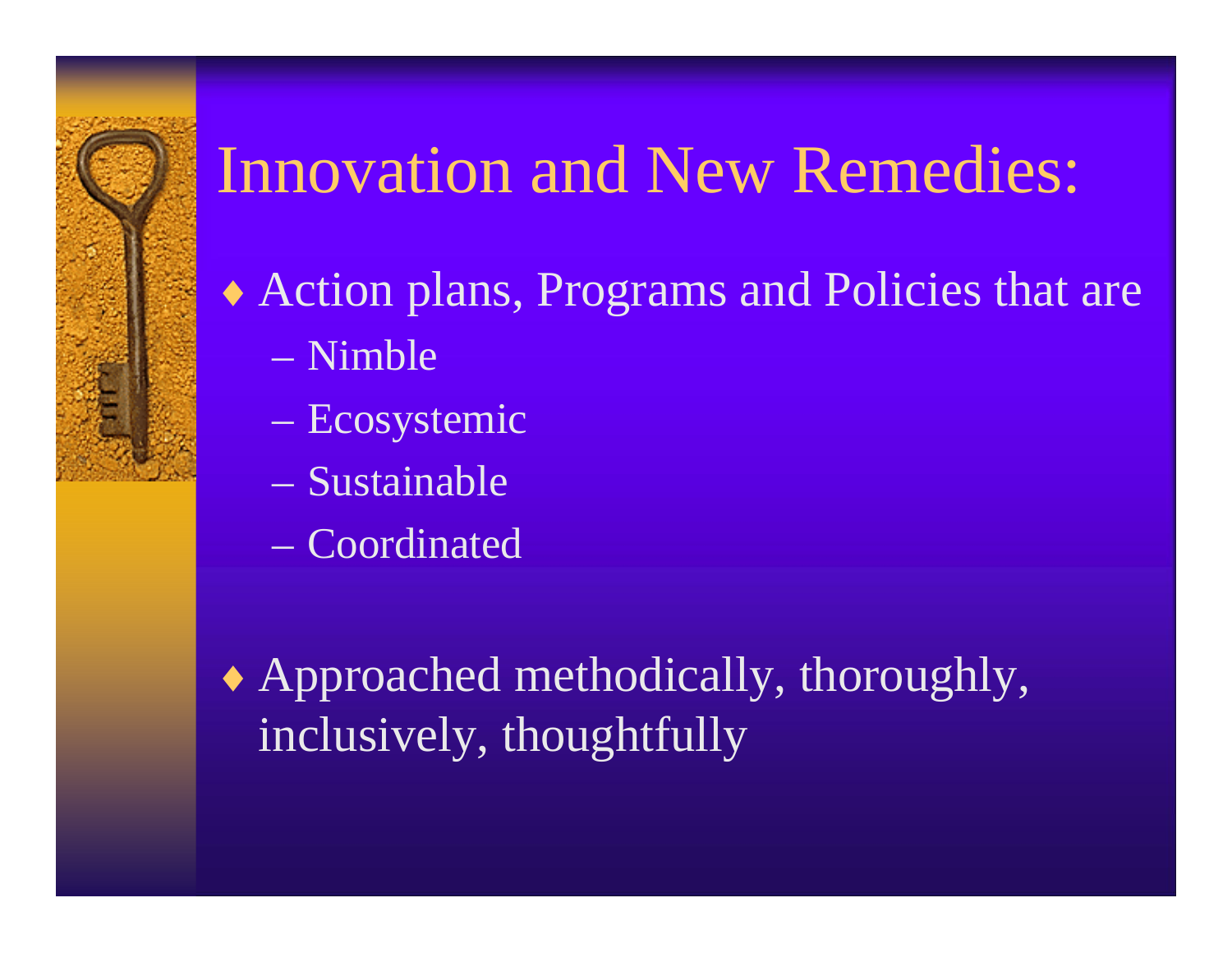# Innovation and New Remedies:

- Action plans, Programs and Policies that are
  - Nimble
  - Ecosystemic
  - Sustainable
  - Coordinated

- Approached methodically, thoroughly, inclusively, thoughtfully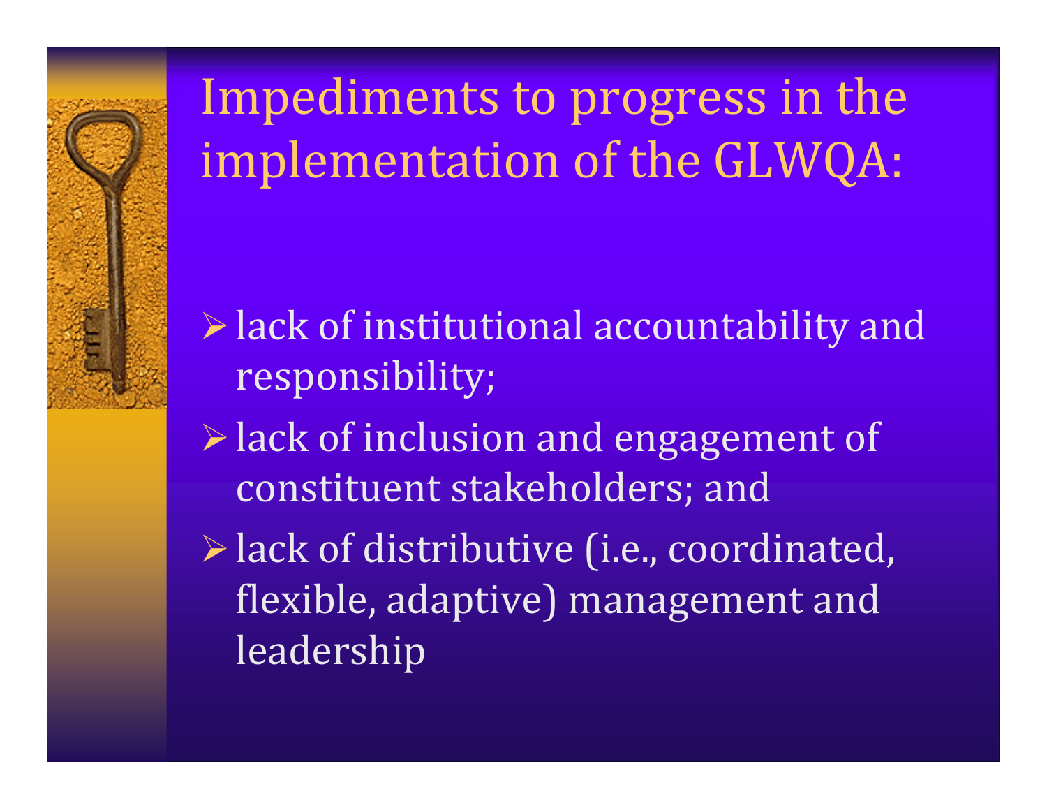# Impediments to progress in the implementation of the GLWQA:

- lack of institutional accountability and responsibility;
- lack of inclusion and engagement of constituent stakeholders; and
- lack of distributive (i.e., coordinated, flexible, adaptive) management and leadership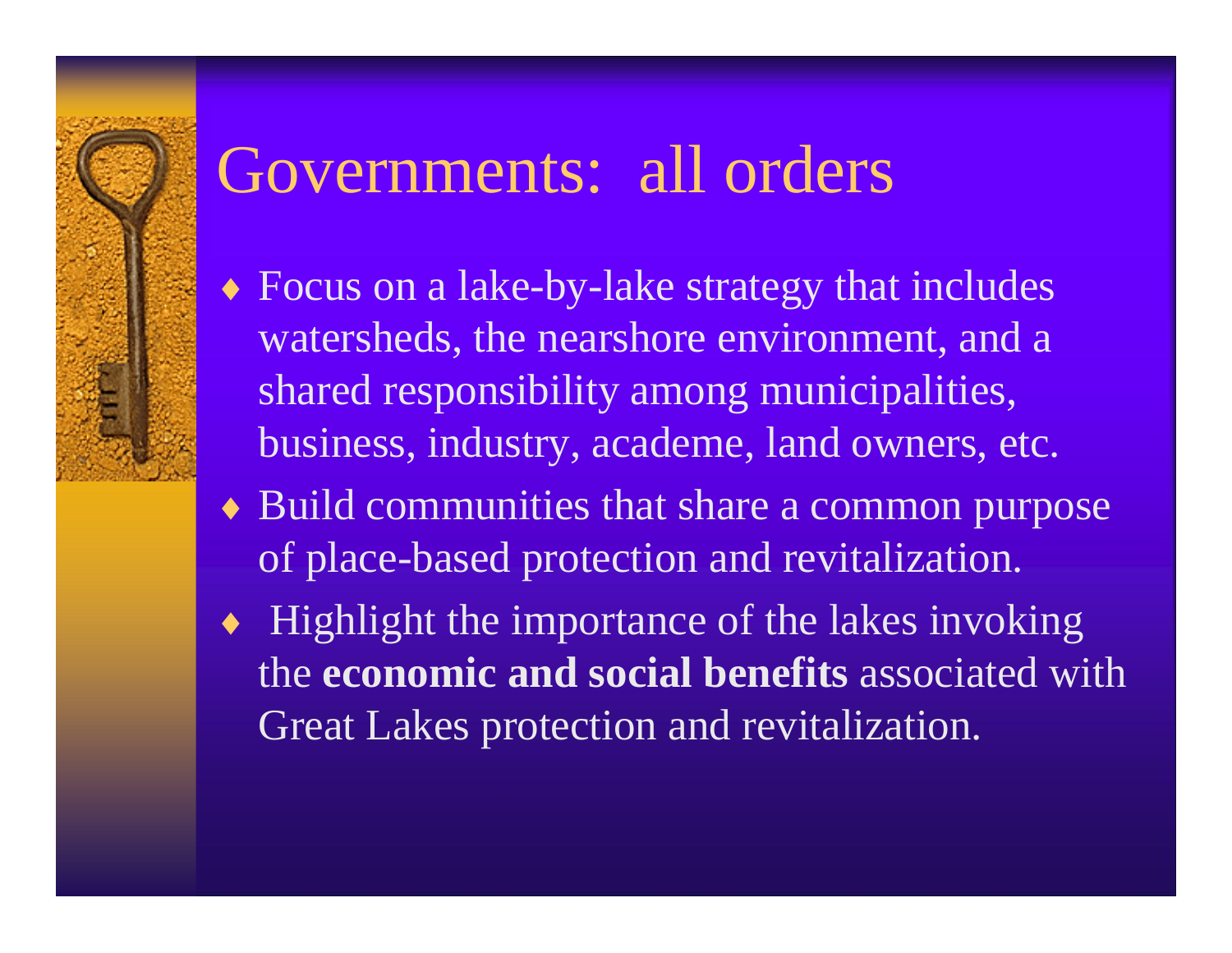# Governments: all orders

- Focus on a lake-by-lake strategy that includes watersheds, the nearshore environment, and a shared responsibility among municipalities, business, industry, academe, land owners, etc.
- Build communities that share a common purpose of place-based protection and revitalization.
- Highlight the importance of the lakes invoking the **economic and social benefits** associated with Great Lakes protection and revitalization.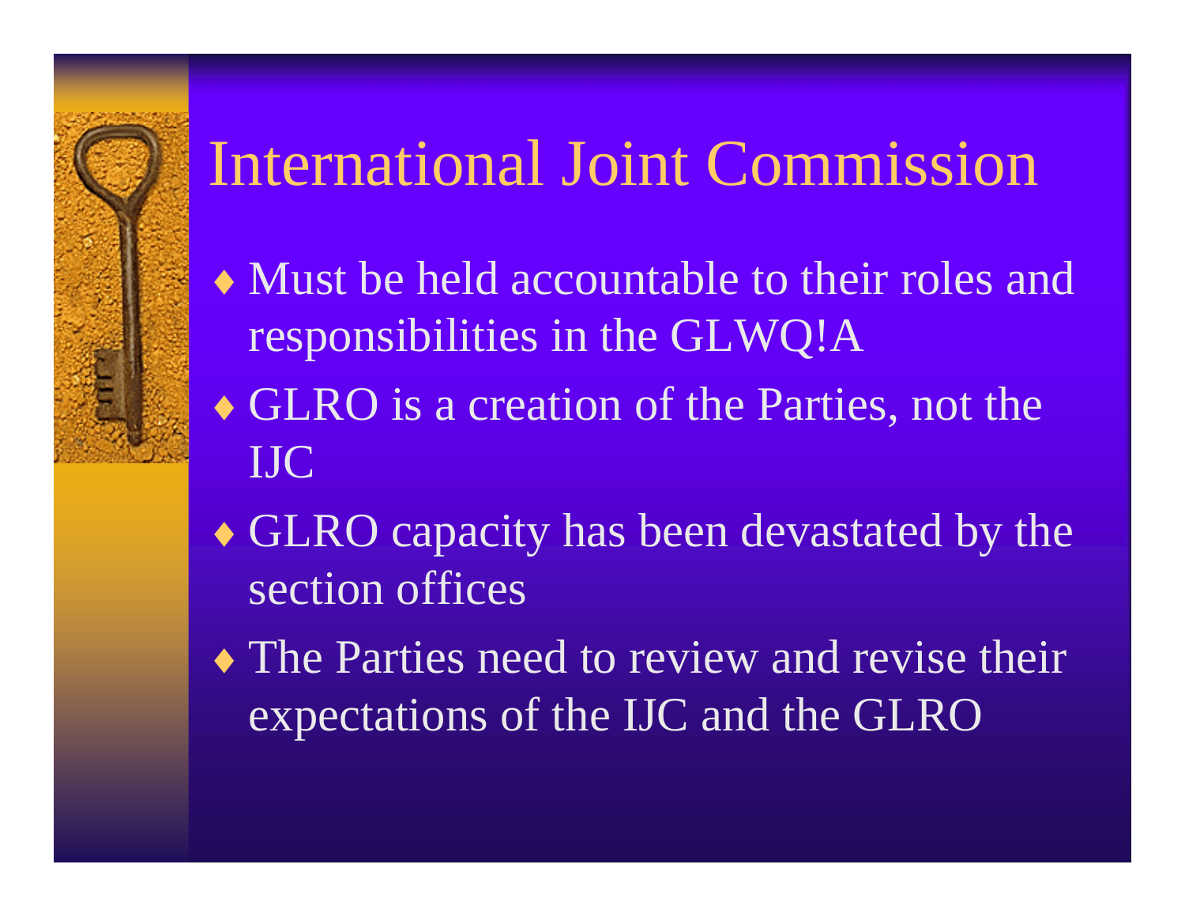# International Joint Commission

- Must be held accountable to their roles and responsibilities in the GLWQ!A
- GLRO is a creation of the Parties, not the IJC
- GLRO capacity has been devastated by the section offices
- The Parties need to review and revise their expectations of the IJC and the GLRO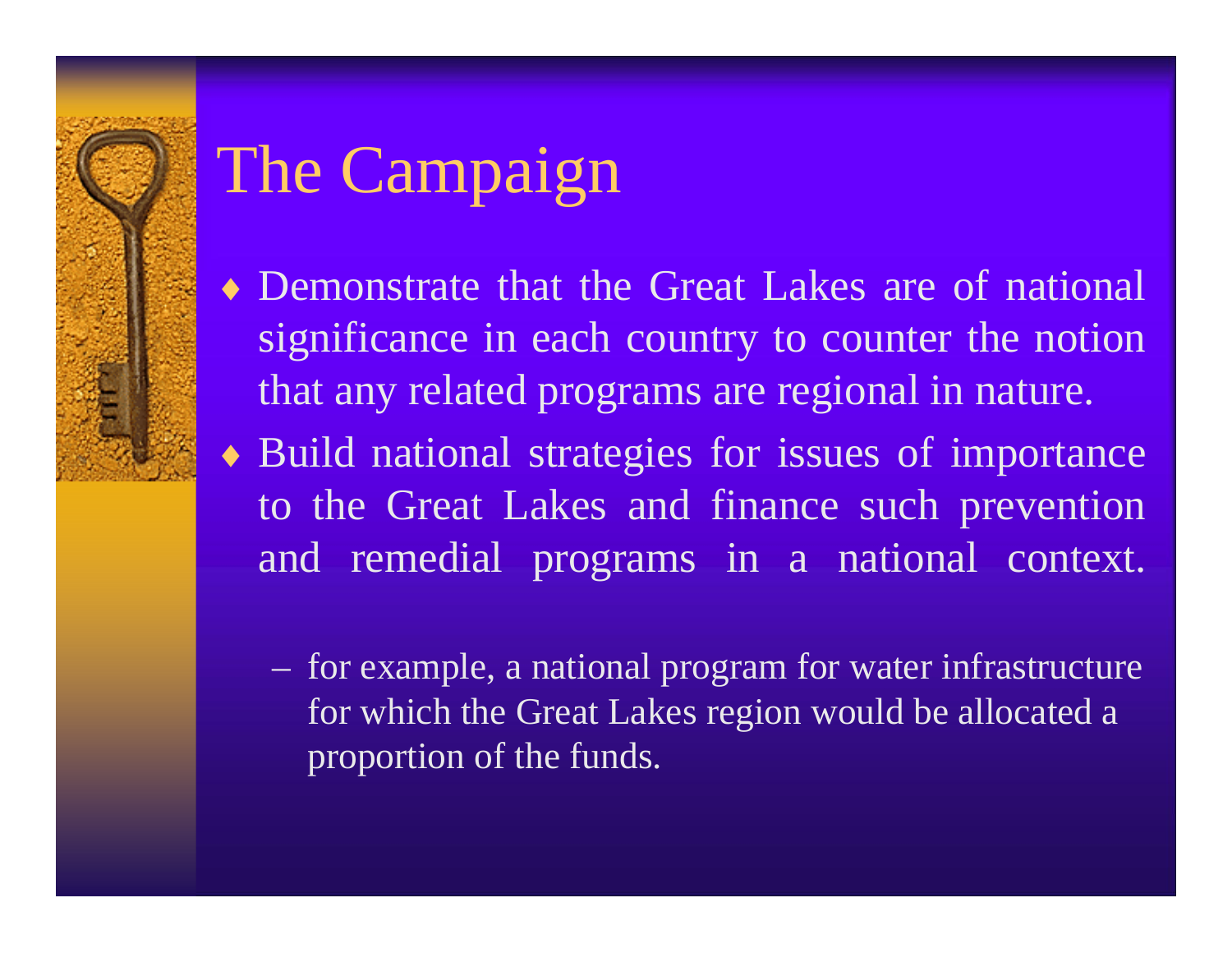# The Campaign

- Demonstrate that the Great Lakes are of national significance in each country to counter the notion that any related programs are regional in nature.
- Build national strategies for issues of importance to the Great Lakes and finance such prevention and remedial programs in a national context.
  - for example, a national program for water infrastructure for which the Great Lakes region would be allocated a proportion of the funds.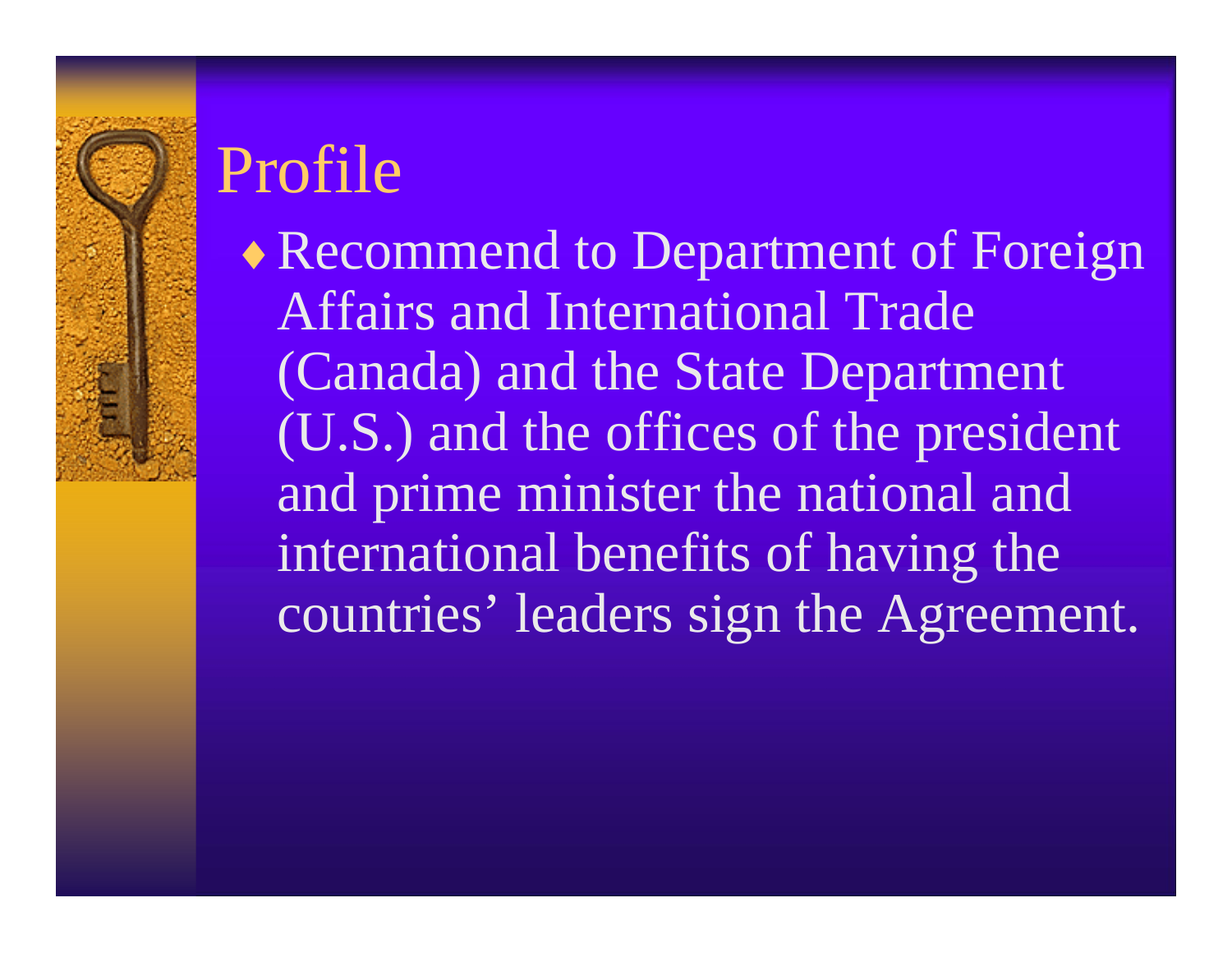# Profile

- Recommend to Department of Foreign Affairs and International Trade (Canada) and the State Department (U.S.) and the offices of the president and prime minister the national and international benefits of having the countries' leaders sign the Agreement.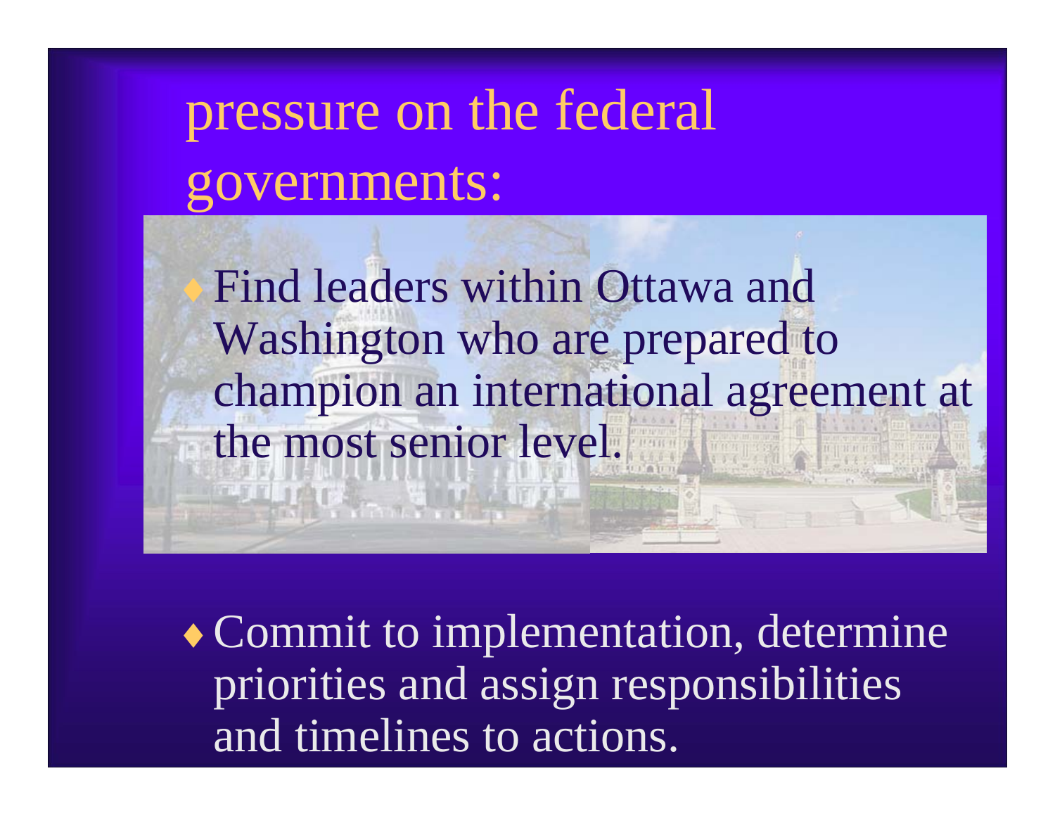# pressure on the federal governments:

- Find leaders within Ottawa and Washington who are prepared to champion an international agreement at the most senior level.
- Commit to implementation, determine priorities and assign responsibilities and timelines to actions.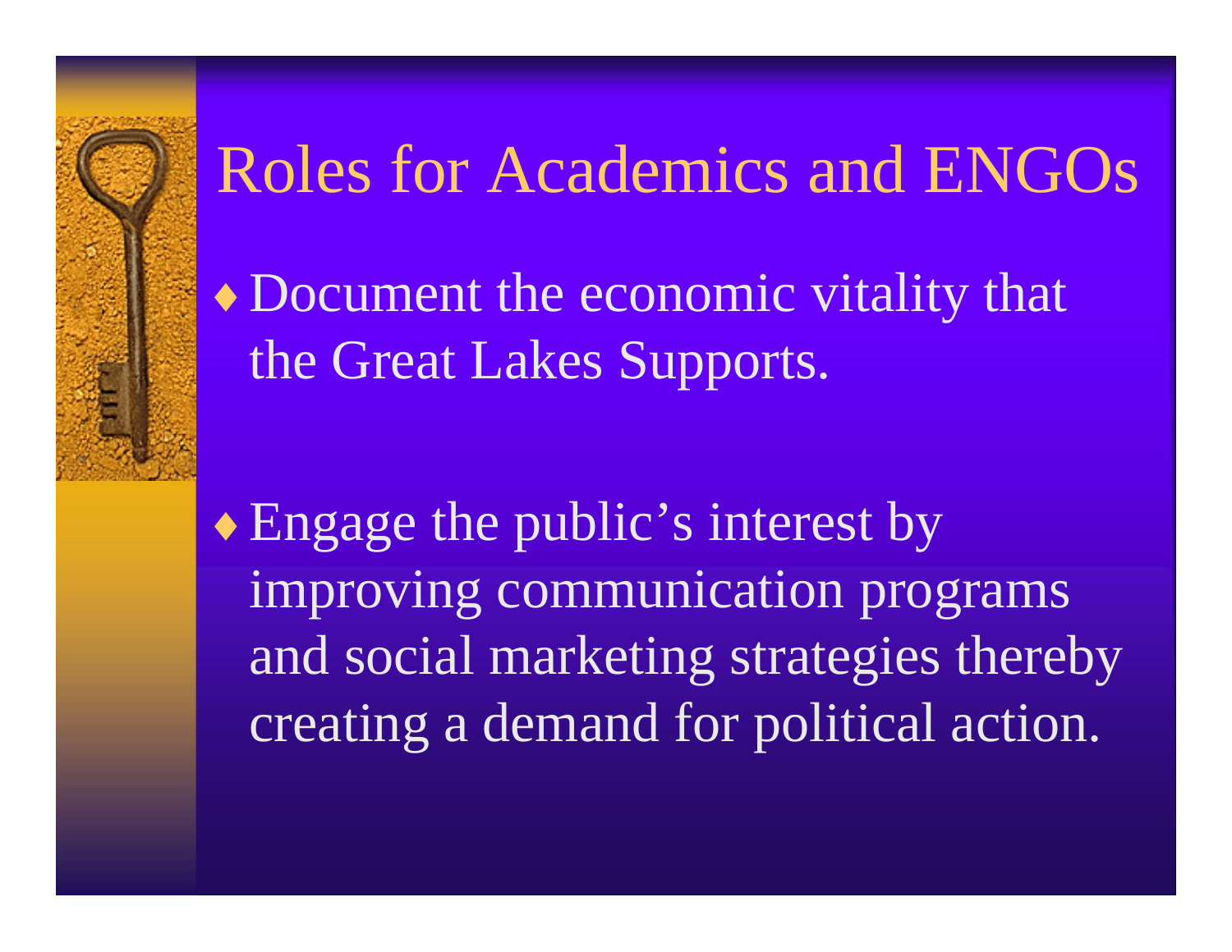# Roles for Academics and ENGOs

- Document the economic vitality that the Great Lakes Supports.

- Engage the public’s interest by improving communication programs and social marketing strategies thereby creating a demand for political action.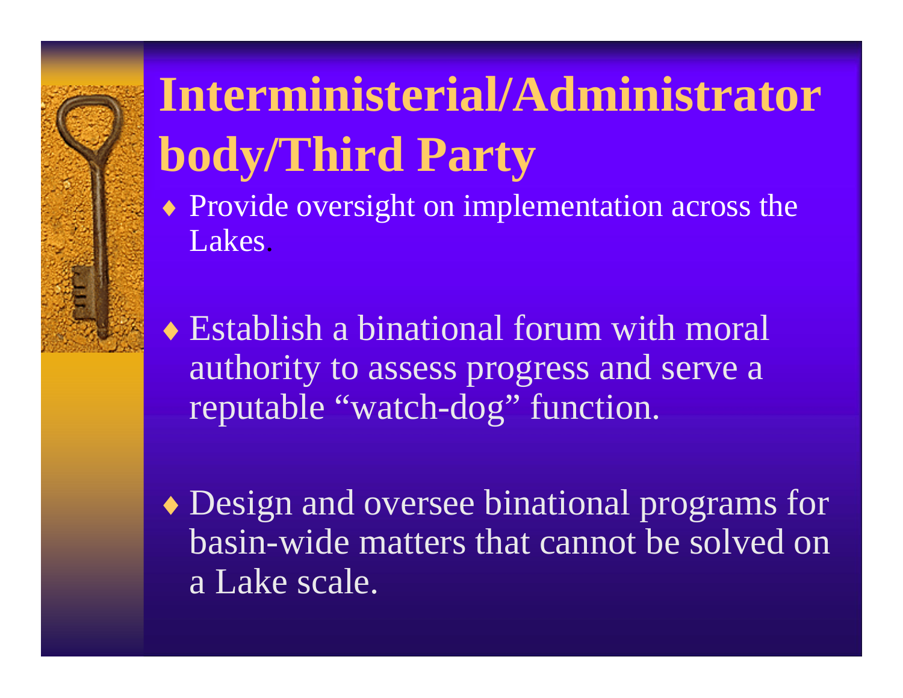# Interministerial/Administrator body/Third Party

- Provide oversight on implementation across the Lakes.
- Establish a binational forum with moral authority to assess progress and serve a reputable "watch-dog" function.
- Design and oversee binational programs for basin-wide matters that cannot be solved on a Lake scale.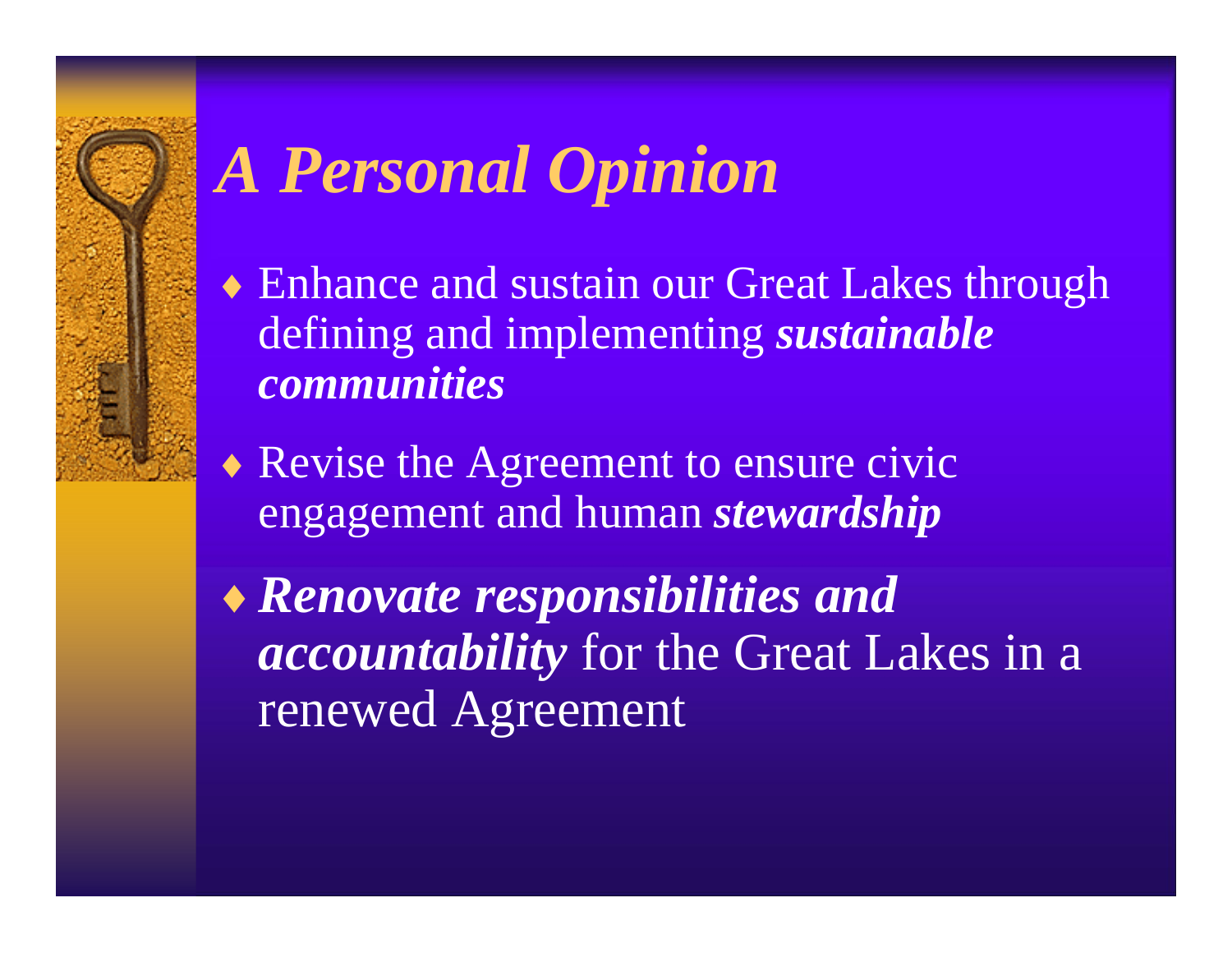# *A Personal Opinion*

- Enhance and sustain our Great Lakes through defining and implementing ***sustainable communities***
- Revise the Agreement to ensure civic engagement and human ***stewardship***
- ***Renovate responsibilities and accountability*** for the Great Lakes in a renewed Agreement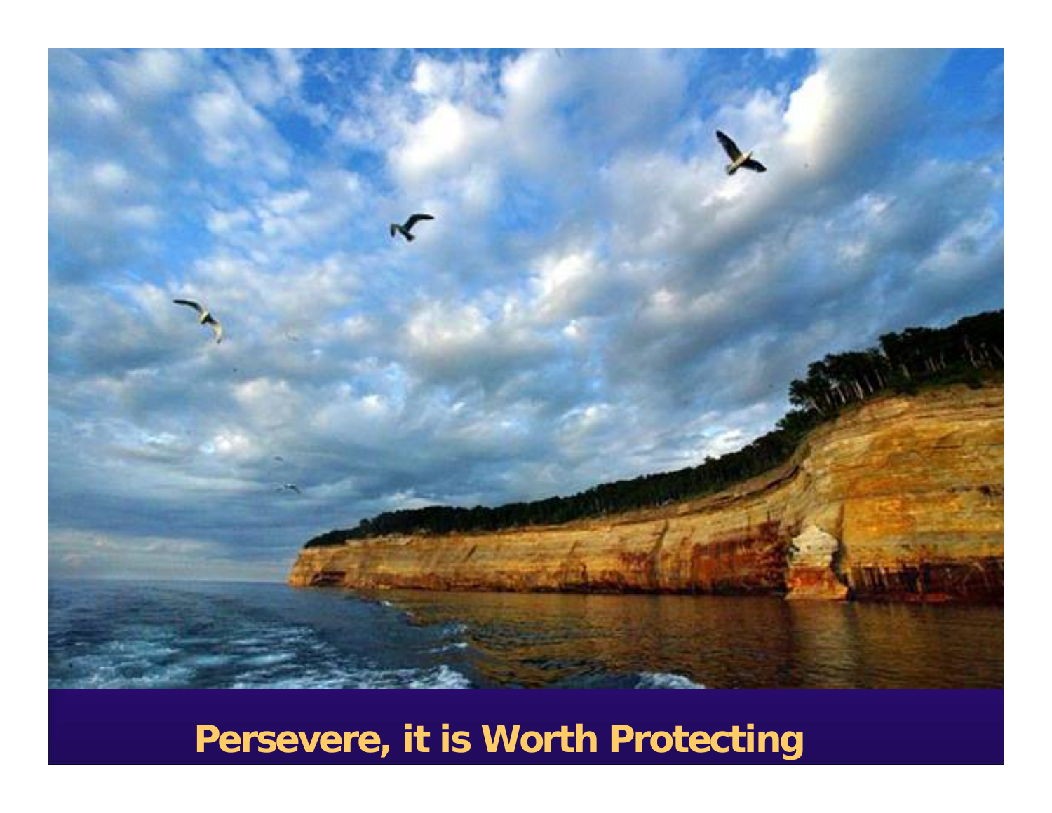**Persevere, it is Worth Protecting**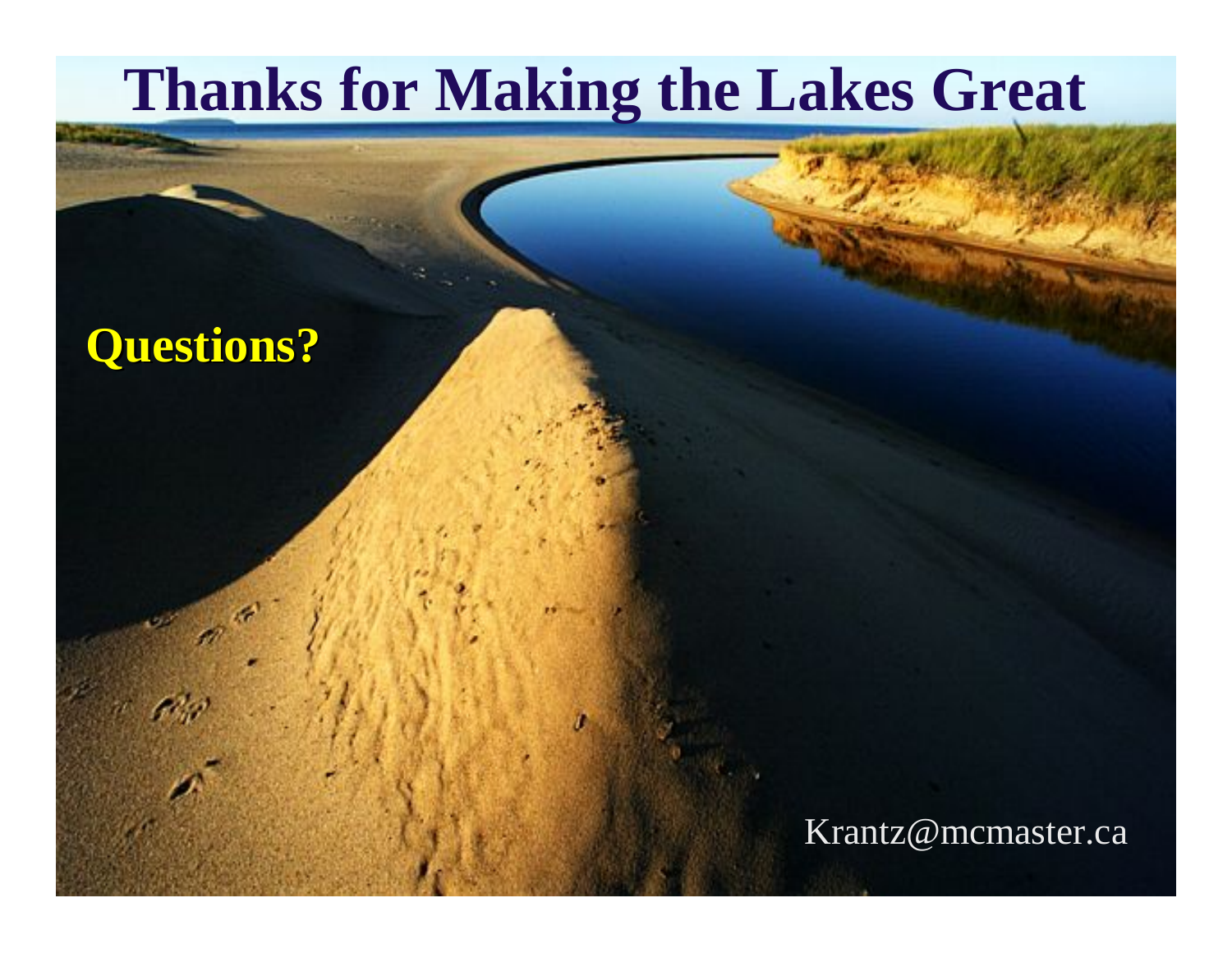# Thanks for Making the Lakes Great

**Questions?**

Krantz@mcmaster.ca